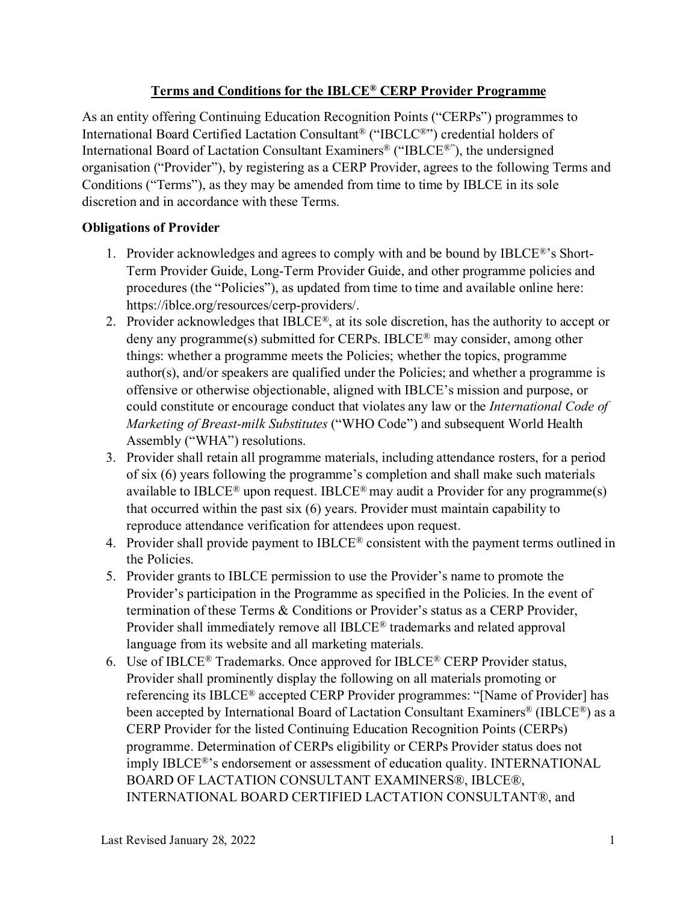**Terms and Conditions for the IBLCE® CERP Provider Programme**

As an entity offering Continuing Education Recognition Points ("CERPs") programmes to International Board Certified Lactation Consultant® ("IBCLC®") credential holders of International Board of Lactation Consultant Examiners® ("IBLCE®"), the undersigned organisation ("Provider"), by registering as a CERP Provider, agrees to the following Terms and Conditions ("Terms"), as they may be amended from time to time by IBLCE in its sole discretion and in accordance with these Terms.

### Obligations of Provider

1. Provider acknowledges and agrees to comply with and be bound by IBLCE®'s Short-Term Provider Guide, Long-Term Provider Guide, and other programme policies and procedures (the "Policies"), as updated from time to time and available online here: https://iblce.org/resources/cerp-providers/.
2. Provider acknowledges that IBLCE®, at its sole discretion, has the authority to accept or deny any programme(s) submitted for CERPs. IBLCE® may consider, among other things: whether a programme meets the Policies; whether the topics, programme author(s), and/or speakers are qualified under the Policies; and whether a programme is offensive or otherwise objectionable, aligned with IBLCE's mission and purpose, or could constitute or encourage conduct that violates any law or the *International Code of Marketing of Breast-milk Substitutes* ("WHO Code") and subsequent World Health Assembly ("WHA") resolutions.
3. Provider shall retain all programme materials, including attendance rosters, for a period of six (6) years following the programme's completion and shall make such materials available to IBLCE® upon request. IBLCE® may audit a Provider for any programme(s) that occurred within the past six (6) years. Provider must maintain capability to reproduce attendance verification for attendees upon request.
4. Provider shall provide payment to IBLCE® consistent with the payment terms outlined in the Policies.
5. Provider grants to IBLCE permission to use the Provider's name to promote the Provider's participation in the Programme as specified in the Policies. In the event of termination of these Terms & Conditions or Provider's status as a CERP Provider, Provider shall immediately remove all IBLCE® trademarks and related approval language from its website and all marketing materials.
6. Use of IBLCE® Trademarks. Once approved for IBLCE® CERP Provider status, Provider shall prominently display the following on all materials promoting or referencing its IBLCE® accepted CERP Provider programmes: "[Name of Provider] has been accepted by International Board of Lactation Consultant Examiners® (IBLCE®) as a CERP Provider for the listed Continuing Education Recognition Points (CERPs) programme. Determination of CERPs eligibility or CERPs Provider status does not imply IBLCE®'s endorsement or assessment of education quality. INTERNATIONAL BOARD OF LACTATION CONSULTANT EXAMINERS®, IBLCE®, INTERNATIONAL BOARD CERTIFIED LACTATION CONSULTANT®, and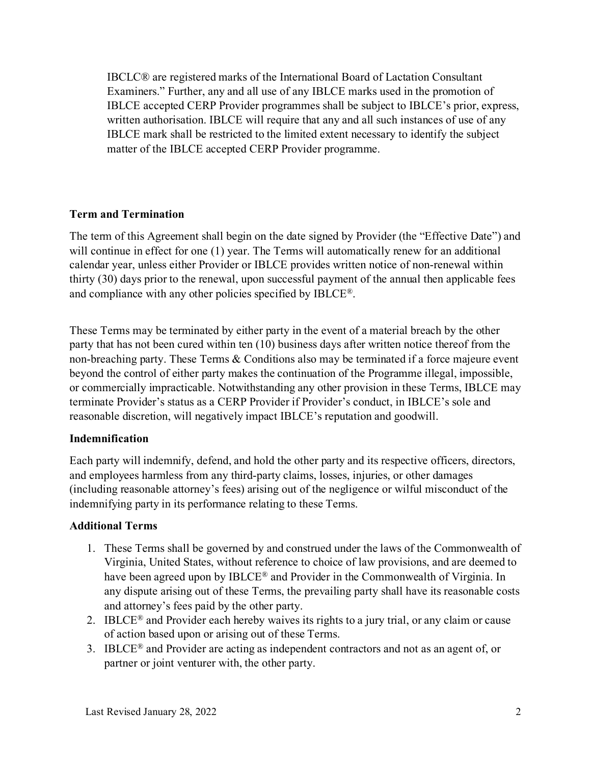IBCLC® are registered marks of the International Board of Lactation Consultant Examiners." Further, any and all use of any IBLCE marks used in the promotion of IBLCE accepted CERP Provider programmes shall be subject to IBLCE's prior, express, written authorisation. IBLCE will require that any and all such instances of use of any IBLCE mark shall be restricted to the limited extent necessary to identify the subject matter of the IBLCE accepted CERP Provider programme.

**Term and Termination**

The term of this Agreement shall begin on the date signed by Provider (the "Effective Date") and will continue in effect for one (1) year. The Terms will automatically renew for an additional calendar year, unless either Provider or IBLCE provides written notice of non-renewal within thirty (30) days prior to the renewal, upon successful payment of the annual then applicable fees and compliance with any other policies specified by IBLCE®.

These Terms may be terminated by either party in the event of a material breach by the other party that has not been cured within ten (10) business days after written notice thereof from the non-breaching party. These Terms & Conditions also may be terminated if a force majeure event beyond the control of either party makes the continuation of the Programme illegal, impossible, or commercially impracticable. Notwithstanding any other provision in these Terms, IBLCE may terminate Provider's status as a CERP Provider if Provider's conduct, in IBLCE's sole and reasonable discretion, will negatively impact IBLCE's reputation and goodwill.

**Indemnification**

Each party will indemnify, defend, and hold the other party and its respective officers, directors, and employees harmless from any third-party claims, losses, injuries, or other damages (including reasonable attorney's fees) arising out of the negligence or wilful misconduct of the indemnifying party in its performance relating to these Terms.

**Additional Terms**

1. These Terms shall be governed by and construed under the laws of the Commonwealth of Virginia, United States, without reference to choice of law provisions, and are deemed to have been agreed upon by IBLCE® and Provider in the Commonwealth of Virginia. In any dispute arising out of these Terms, the prevailing party shall have its reasonable costs and attorney's fees paid by the other party.
2. IBLCE® and Provider each hereby waives its rights to a jury trial, or any claim or cause of action based upon or arising out of these Terms.
3. IBLCE® and Provider are acting as independent contractors and not as an agent of, or partner or joint venturer with, the other party.

Last Revised January 28, 2022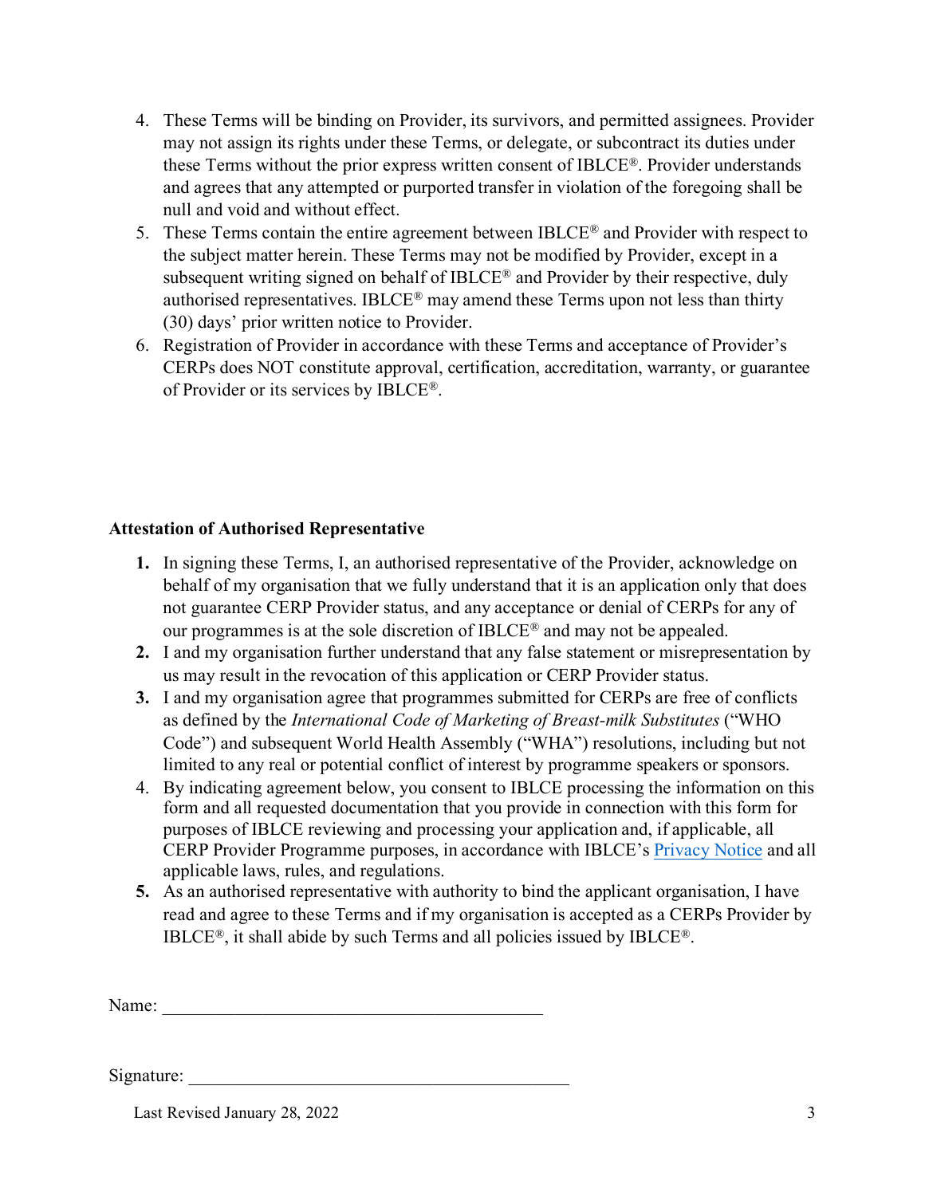4. These Terms will be binding on Provider, its survivors, and permitted assignees. Provider may not assign its rights under these Terms, or delegate, or subcontract its duties under these Terms without the prior express written consent of IBLCE®. Provider understands and agrees that any attempted or purported transfer in violation of the foregoing shall be null and void and without effect.
5. These Terms contain the entire agreement between IBLCE® and Provider with respect to the subject matter herein. These Terms may not be modified by Provider, except in a subsequent writing signed on behalf of IBLCE® and Provider by their respective, duly authorised representatives. IBLCE® may amend these Terms upon not less than thirty (30) days' prior written notice to Provider.
6. Registration of Provider in accordance with these Terms and acceptance of Provider's CERPs does NOT constitute approval, certification, accreditation, warranty, or guarantee of Provider or its services by IBLCE®.

**Attestation of Authorised Representative**

1. In signing these Terms, I, an authorised representative of the Provider, acknowledge on behalf of my organisation that we fully understand that it is an application only that does not guarantee CERP Provider status, and any acceptance or denial of CERPs for any of our programmes is at the sole discretion of IBLCE® and may not be appealed.
2. I and my organisation further understand that any false statement or misrepresentation by us may result in the revocation of this application or CERP Provider status.
3. I and my organisation agree that programmes submitted for CERPs are free of conflicts as defined by the *International Code of Marketing of Breast-milk Substitutes* ("WHO Code") and subsequent World Health Assembly ("WHA") resolutions, including but not limited to any real or potential conflict of interest by programme speakers or sponsors.
4. By indicating agreement below, you consent to IBLCE processing the information on this form and all requested documentation that you provide in connection with this form for purposes of IBLCE reviewing and processing your application and, if applicable, all CERP Provider Programme purposes, in accordance with IBLCE's Privacy Notice and all applicable laws, rules, and regulations.
5. As an authorised representative with authority to bind the applicant organisation, I have read and agree to these Terms and if my organisation is accepted as a CERPs Provider by IBLCE®, it shall abide by such Terms and all policies issued by IBLCE®.

Name: ___________________________________________

Signature: ___________________________________________

Last Revised January 28, 2022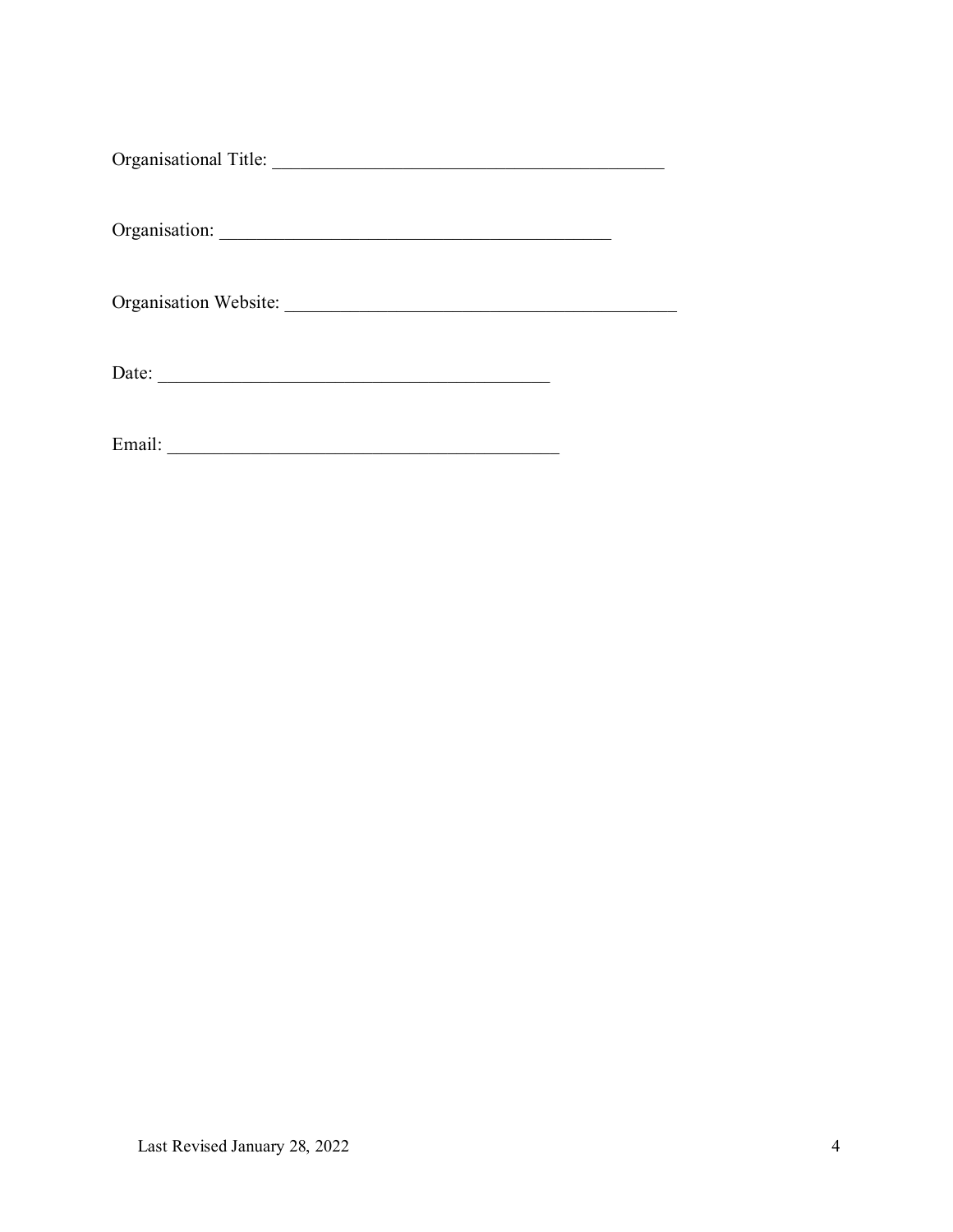Organisational Title: ___________________________________________

Organisation: ___________________________________________

Organisation Website: ___________________________________________

Date: ___________________________________________

Email: ___________________________________________